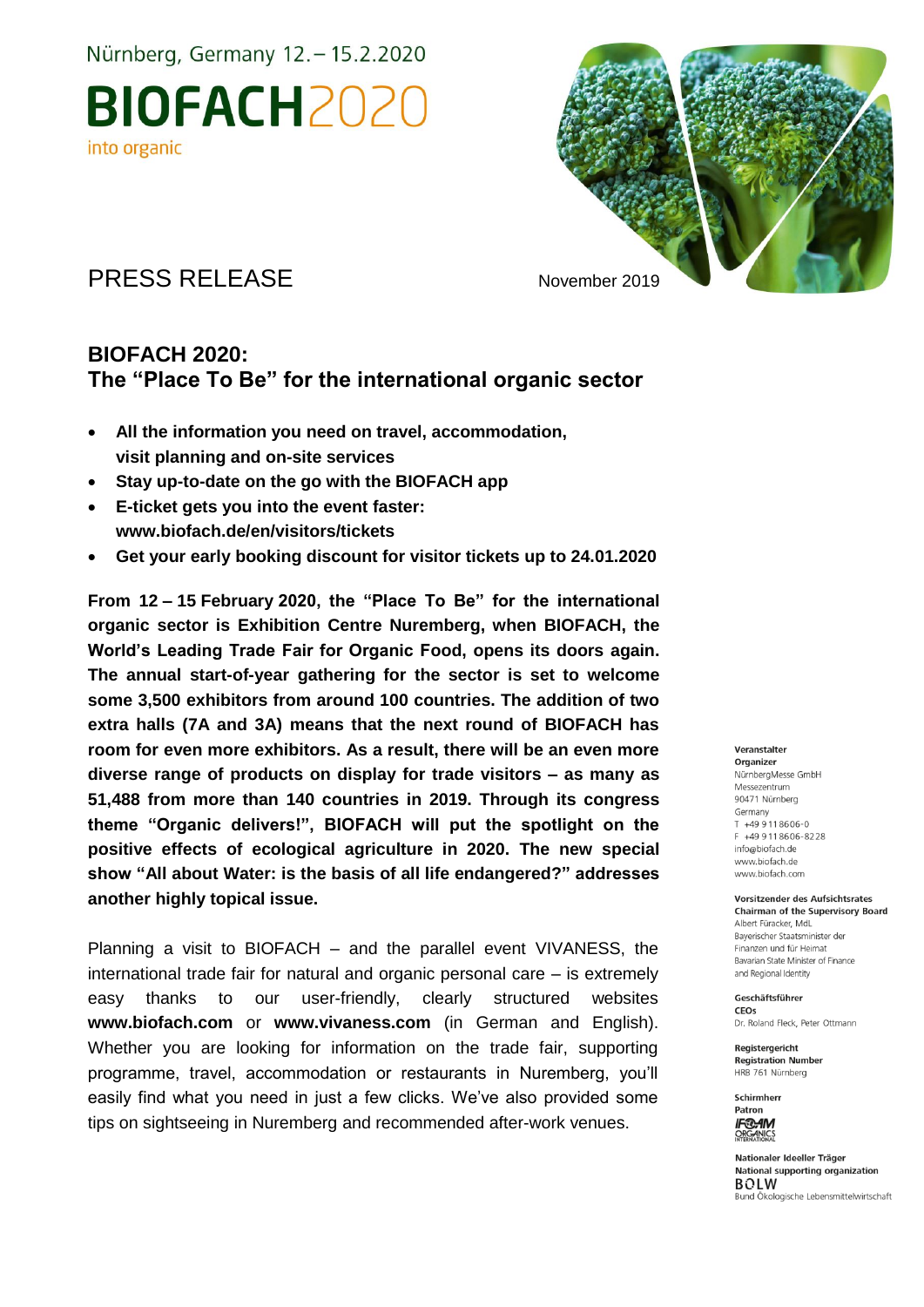Nürnberg, Germany 12. – 15.2.2020

**BIOFACH**2020

into organic

PRESS RELEASE

November 2019

## BIOFACH 2020:
## The "Place To Be" for the international organic sector

- **All the information you need on travel, accommodation, visit planning and on-site services**
- **Stay up-to-date on the go with the BIOFACH app**
- **E-ticket gets you into the event faster: www.biofach.de/en/visitors/tickets**
- **Get your early booking discount for visitor tickets up to 24.01.2020**

**From 12 – 15 February 2020, the "Place To Be" for the international organic sector is Exhibition Centre Nuremberg, when BIOFACH, the World's Leading Trade Fair for Organic Food, opens its doors again. The annual start-of-year gathering for the sector is set to welcome some 3,500 exhibitors from around 100 countries. The addition of two extra halls (7A and 3A) means that the next round of BIOFACH has room for even more exhibitors. As a result, there will be an even more diverse range of products on display for trade visitors – as many as 51,488 from more than 140 countries in 2019. Through its congress theme "Organic delivers!", BIOFACH will put the spotlight on the positive effects of ecological agriculture in 2020. The new special show "All about Water: is the basis of all life endangered?" addresses another highly topical issue.**

Planning a visit to BIOFACH – and the parallel event VIVANESS, the international trade fair for natural and organic personal care – is extremely easy thanks to our user-friendly, clearly structured websites **www.biofach.com** or **www.vivaness.com** (in German and English). Whether you are looking for information on the trade fair, supporting programme, travel, accommodation or restaurants in Nuremberg, you'll easily find what you need in just a few clicks. We've also provided some tips on sightseeing in Nuremberg and recommended after-work venues.

**Veranstalter**
**Organizer**
NürnbergMesse GmbH
Messezentrum
90471 Nürnberg
Germany
T +49 9 11 86 06-0
F +49 9 11 86 06-82 28
info@biofach.de
www.biofach.de
www.biofach.com

**Vorsitzender des Aufsichtsrates**
**Chairman of the Supervisory Board**
Albert Füracker, MdL
Bayerischer Staatsminister der Finanzen und für Heimat
Bavarian State Minister of Finance and Regional Identity

**Geschäftsführer**
**CEOs**
Dr. Roland Fleck, Peter Ottmann

**Registergericht**
**Registration Number**
HRB 761 Nürnberg

**Schirmherr**
**Patron**
IFOAM ORGANICS INTERNATIONAL

**Nationaler Ideeller Träger**
**National supporting organization**
BÖLW
Bund Ökologische Lebensmittelwirtschaft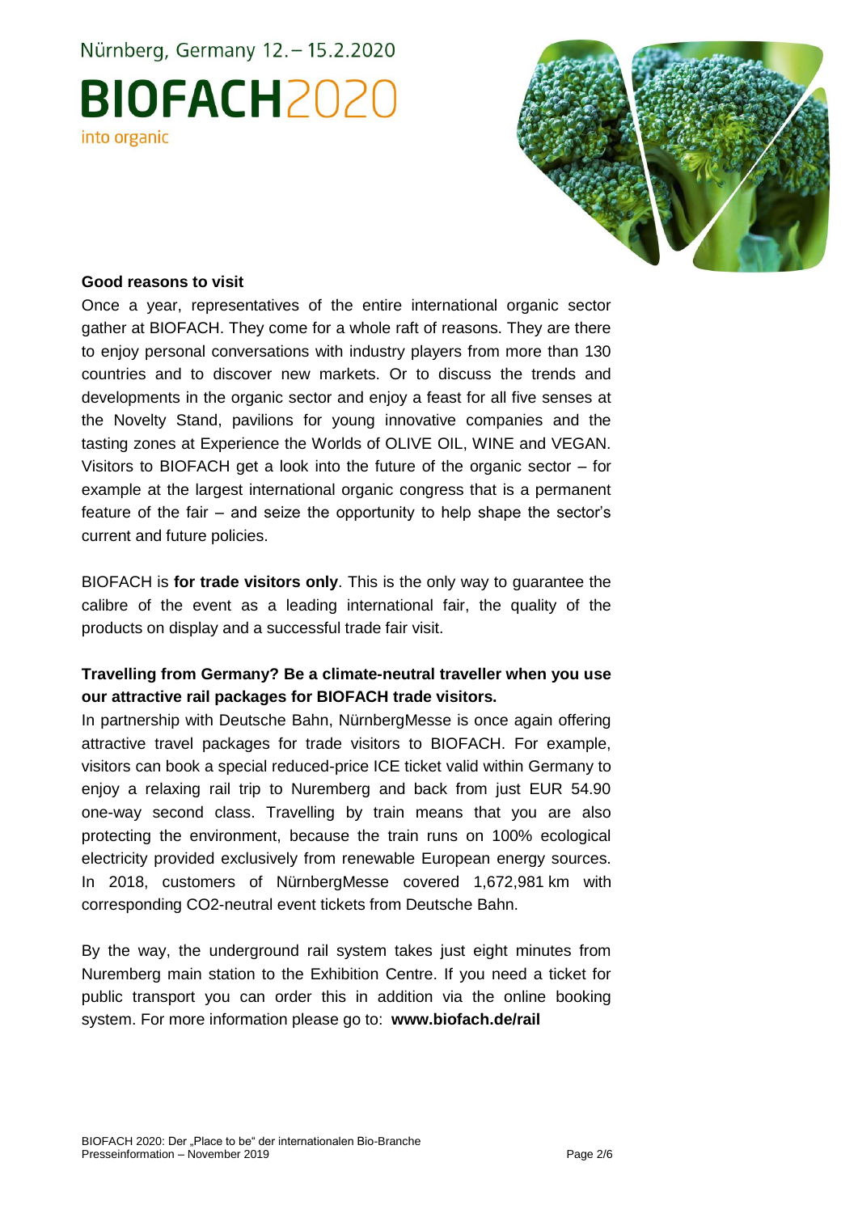#### Good reasons to visit

Once a year, representatives of the entire international organic sector gather at BIOFACH. They come for a whole raft of reasons. They are there to enjoy personal conversations with industry players from more than 130 countries and to discover new markets. Or to discuss the trends and developments in the organic sector and enjoy a feast for all five senses at the Novelty Stand, pavilions for young innovative companies and the tasting zones at Experience the Worlds of OLIVE OIL, WINE and VEGAN. Visitors to BIOFACH get a look into the future of the organic sector – for example at the largest international organic congress that is a permanent feature of the fair – and seize the opportunity to help shape the sector's current and future policies.

BIOFACH is **for trade visitors only**. This is the only way to guarantee the calibre of the event as a leading international fair, the quality of the products on display and a successful trade fair visit.

#### Travelling from Germany? Be a climate-neutral traveller when you use our attractive rail packages for BIOFACH trade visitors.

In partnership with Deutsche Bahn, NürnbergMesse is once again offering attractive travel packages for trade visitors to BIOFACH. For example, visitors can book a special reduced-price ICE ticket valid within Germany to enjoy a relaxing rail trip to Nuremberg and back from just EUR 54.90 one-way second class. Travelling by train means that you are also protecting the environment, because the train runs on 100% ecological electricity provided exclusively from renewable European energy sources. In 2018, customers of NürnbergMesse covered 1,672,981 km with corresponding $CO_2$-neutral event tickets from Deutsche Bahn.

By the way, the underground rail system takes just eight minutes from Nuremberg main station to the Exhibition Centre. If you need a ticket for public transport you can order this in addition via the online booking system. For more information please go to: **www.biofach.de/rail**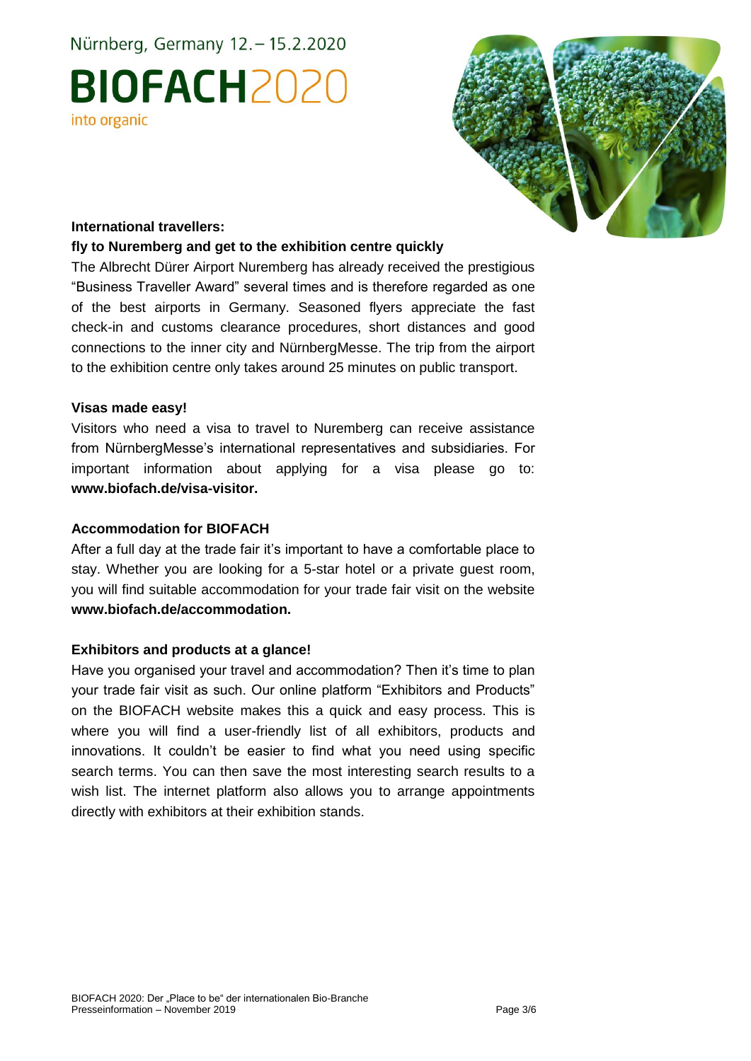**International travellers:**
**fly to Nuremberg and get to the exhibition centre quickly**

The Albrecht Dürer Airport Nuremberg has already received the prestigious "Business Traveller Award" several times and is therefore regarded as one of the best airports in Germany. Seasoned flyers appreciate the fast check-in and customs clearance procedures, short distances and good connections to the inner city and NürnbergMesse. The trip from the airport to the exhibition centre only takes around 25 minutes on public transport.

**Visas made easy!**

Visitors who need a visa to travel to Nuremberg can receive assistance from NürnbergMesse's international representatives and subsidiaries. For important information about applying for a visa please go to: **www.biofach.de/visa-visitor.**

**Accommodation for BIOFACH**

After a full day at the trade fair it's important to have a comfortable place to stay. Whether you are looking for a 5-star hotel or a private guest room, you will find suitable accommodation for your trade fair visit on the website **www.biofach.de/accommodation.**

**Exhibitors and products at a glance!**

Have you organised your travel and accommodation? Then it's time to plan your trade fair visit as such. Our online platform "Exhibitors and Products" on the BIOFACH website makes this a quick and easy process. This is where you will find a user-friendly list of all exhibitors, products and innovations. It couldn't be easier to find what you need using specific search terms. You can then save the most interesting search results to a wish list. The internet platform also allows you to arrange appointments directly with exhibitors at their exhibition stands.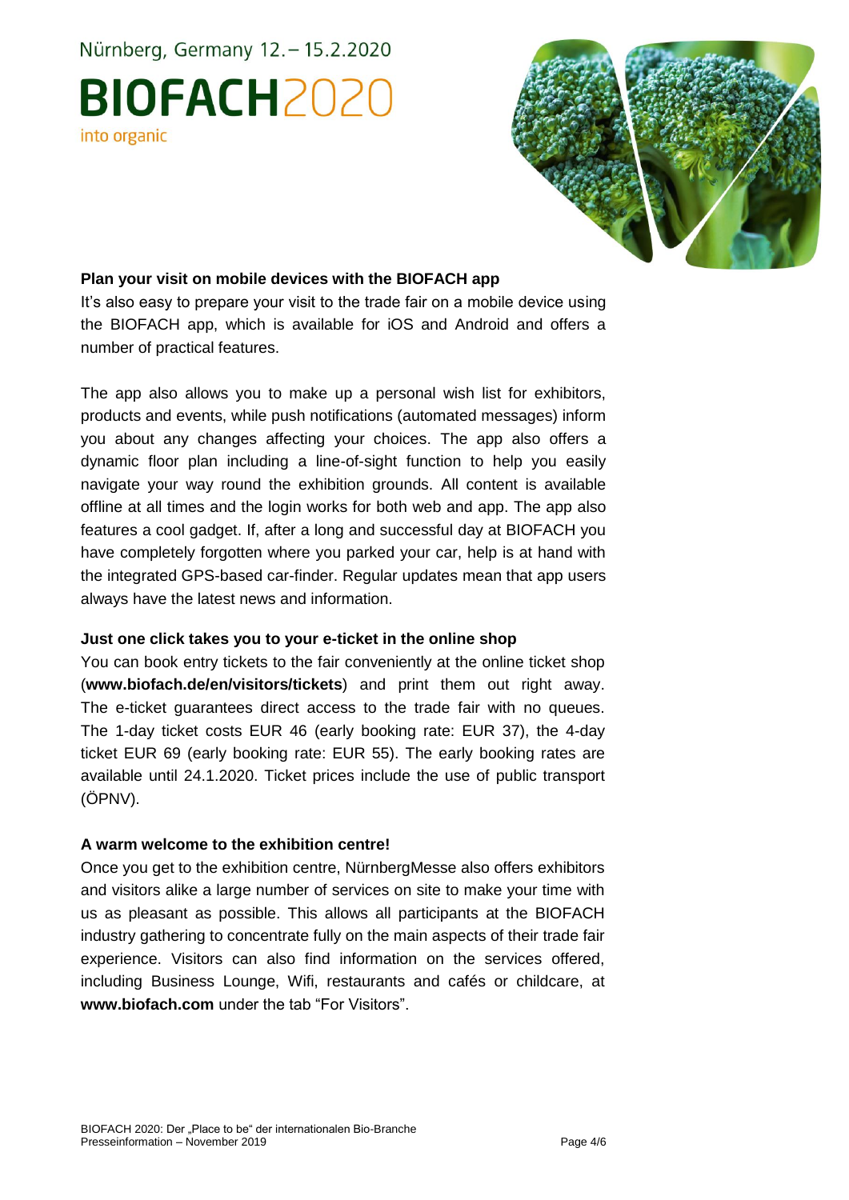## Plan your visit on mobile devices with the BIOFACH app

It's also easy to prepare your visit to the trade fair on a mobile device using the BIOFACH app, which is available for iOS and Android and offers a number of practical features.

The app also allows you to make up a personal wish list for exhibitors, products and events, while push notifications (automated messages) inform you about any changes affecting your choices. The app also offers a dynamic floor plan including a line-of-sight function to help you easily navigate your way round the exhibition grounds. All content is available offline at all times and the login works for both web and app. The app also features a cool gadget. If, after a long and successful day at BIOFACH you have completely forgotten where you parked your car, help is at hand with the integrated GPS-based car-finder. Regular updates mean that app users always have the latest news and information.

## Just one click takes you to your e-ticket in the online shop

You can book entry tickets to the fair conveniently at the online ticket shop (**www.biofach.de/en/visitors/tickets**) and print them out right away. The e-ticket guarantees direct access to the trade fair with no queues. The 1-day ticket costs EUR 46 (early booking rate: EUR 37), the 4-day ticket EUR 69 (early booking rate: EUR 55). The early booking rates are available until 24.1.2020. Ticket prices include the use of public transport (ÖPNV).

## A warm welcome to the exhibition centre!

Once you get to the exhibition centre, NürnbergMesse also offers exhibitors and visitors alike a large number of services on site to make your time with us as pleasant as possible. This allows all participants at the BIOFACH industry gathering to concentrate fully on the main aspects of their trade fair experience. Visitors can also find information on the services offered, including Business Lounge, Wifi, restaurants and cafés or childcare, at **www.biofach.com** under the tab "For Visitors".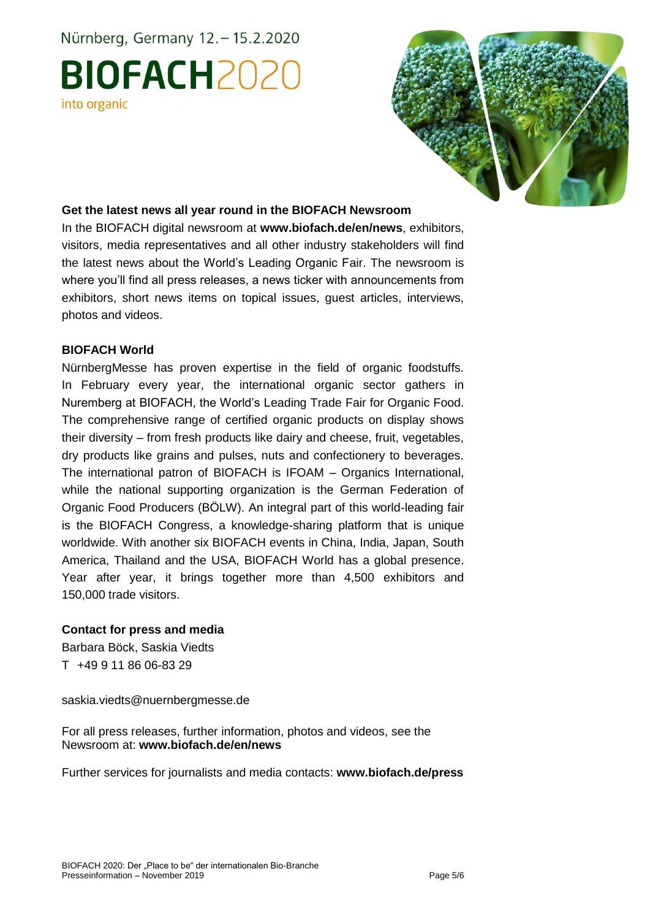Nürnberg, Germany 12. – 15.2.2020

BIOFACH2020

into organic

**Get the latest news all year round in the BIOFACH Newsroom**

In the BIOFACH digital newsroom at **www.biofach.de/en/news**, exhibitors, visitors, media representatives and all other industry stakeholders will find the latest news about the World's Leading Organic Fair. The newsroom is where you'll find all press releases, a news ticker with announcements from exhibitors, short news items on topical issues, guest articles, interviews, photos and videos.

**BIOFACH World**

NürnbergMesse has proven expertise in the field of organic foodstuffs. In February every year, the international organic sector gathers in Nuremberg at BIOFACH, the World's Leading Trade Fair for Organic Food. The comprehensive range of certified organic products on display shows their diversity – from fresh products like dairy and cheese, fruit, vegetables, dry products like grains and pulses, nuts and confectionery to beverages. The international patron of BIOFACH is IFOAM – Organics International, while the national supporting organization is the German Federation of Organic Food Producers (BÖLW). An integral part of this world-leading fair is the BIOFACH Congress, a knowledge-sharing platform that is unique worldwide. With another six BIOFACH events in China, India, Japan, South America, Thailand and the USA, BIOFACH World has a global presence. Year after year, it brings together more than 4,500 exhibitors and 150,000 trade visitors.

**Contact for press and media**

Barbara Böck, Saskia Viedts
T +49 9 11 86 06-83 29

saskia.viedts@nuernbergmesse.de

For all press releases, further information, photos and videos, see the Newsroom at: **www.biofach.de/en/news**

Further services for journalists and media contacts: **www.biofach.de/press**